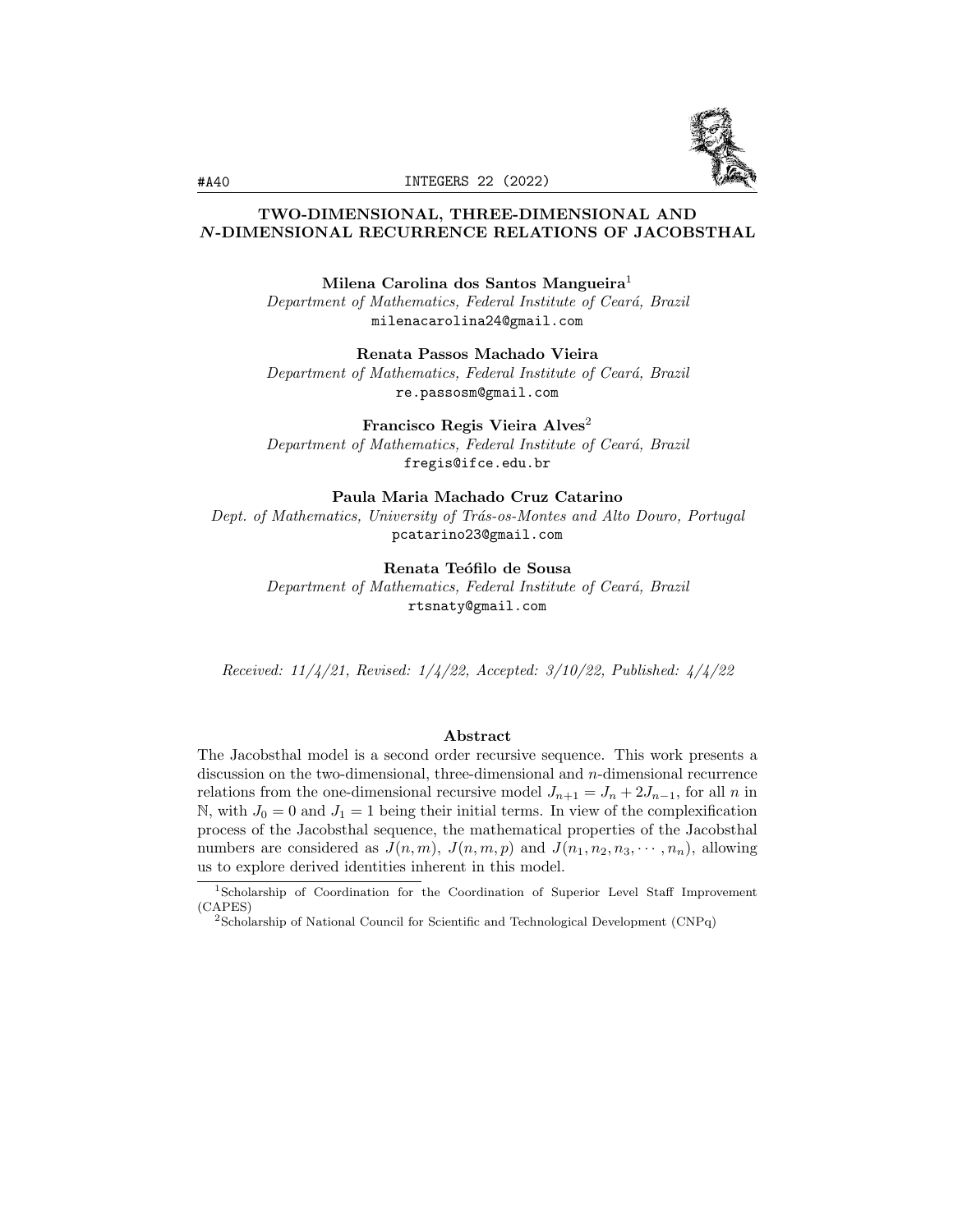# TWO-DIMENSIONAL, THREE-DIMENSIONAL AND *N*-DIMENSIONAL RECURRENCE RELATIONS OF JACOBSTHAL

**Milena Carolina dos Santos Mangueira**[1]
*Department of Mathematics, Federal Institute of Ceará, Brazil*
milenacarolina24@gmail.com

**Renata Passos Machado Vieira**
*Department of Mathematics, Federal Institute of Ceará, Brazil*
re.passosm@gmail.com

**Francisco Regis Vieira Alves**[2]
*Department of Mathematics, Federal Institute of Ceará, Brazil*
fregis@ifce.edu.br

**Paula Maria Machado Cruz Catarino**
*Dept. of Mathematics, University of Trás-os-Montes and Alto Douro, Portugal*
pcatarino23@gmail.com

**Renata Teófilo de Sousa**
*Department of Mathematics, Federal Institute of Ceará, Brazil*
rtsnaty@gmail.com

*Received: 11/4/21, Revised: 1/4/22, Accepted: 3/10/22, Published: 4/4/22*

## Abstract

The Jacobsthal model is a second order recursive sequence. This work presents a discussion on the two-dimensional, three-dimensional and $n$-dimensional recurrence relations from the one-dimensional recursive model $J_{n+1} = J_n + 2J_{n-1}$, for all $n$ in $\mathbb{N}$, with $J_0 = 0$ and $J_1 = 1$ being their initial terms. In view of the complexification process of the Jacobsthal sequence, the mathematical properties of the Jacobsthal numbers are considered as $J(n, m)$, $J(n, m, p)$ and $J(n_1, n_2, n_3, \cdots, n_n)$, allowing us to explore derived identities inherent in this model.

[1] Scholarship of Coordination for the Coordination of Superior Level Staff Improvement (CAPES)

[2] Scholarship of National Council for Scientific and Technological Development (CNPq)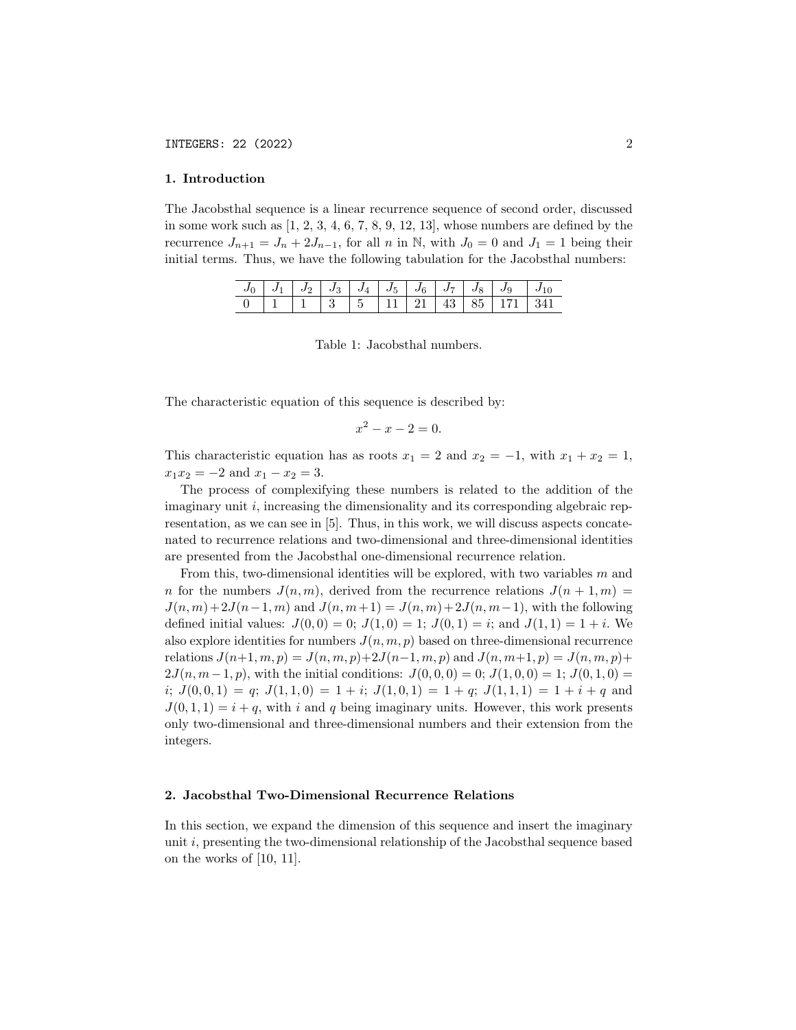## 1. Introduction

The Jacobsthal sequence is a linear recurrence sequence of second order, discussed in some work such as [1, 2, 3, 4, 6, 7, 8, 9, 12, 13], whose numbers are defined by the recurrence $J_{n+1} = J_n + 2J_{n-1}$, for all $n$ in $\mathbb{N}$, with $J_0 = 0$ and $J_1 = 1$ being their initial terms. Thus, we have the following tabulation for the Jacobsthal numbers:

| $J_0$ | $J_1$ | $J_2$ | $J_3$ | $J_4$ | $J_5$ | $J_6$ | $J_7$ | $J_8$ | $J_9$ | $J_{10}$ |
|---|---|---|---|---|---|---|---|---|---|---|
| 0 | 1 | 1 | 3 | 5 | 11 | 21 | 43 | 85 | 171 | 341 |

Table 1: Jacobsthal numbers.

The characteristic equation of this sequence is described by:

$$x^2 - x - 2 = 0.$$

This characteristic equation has as roots $x_1 = 2$ and $x_2 = -1$, with $x_1 + x_2 = 1$, $x_1 x_2 = -2$ and $x_1 - x_2 = 3$.

The process of complexifying these numbers is related to the addition of the imaginary unit $i$, increasing the dimensionality and its corresponding algebraic representation, as we can see in [5]. Thus, in this work, we will discuss aspects concatenated to recurrence relations and two-dimensional and three-dimensional identities are presented from the Jacobsthal one-dimensional recurrence relation.

From this, two-dimensional identities will be explored, with two variables $m$ and $n$ for the numbers $J(n, m)$, derived from the recurrence relations $J(n + 1, m) = J(n, m) + 2J(n - 1, m)$ and $J(n, m + 1) = J(n, m) + 2J(n, m - 1)$, with the following defined initial values: $J(0, 0) = 0$; $J(1, 0) = 1$; $J(0, 1) = i$; and $J(1, 1) = 1 + i$. We also explore identities for numbers $J(n, m, p)$ based on three-dimensional recurrence relations $J(n+1, m, p) = J(n, m, p)+2J(n-1, m, p)$ and $J(n, m+1, p) = J(n, m, p)+ 2J(n, m-1, p)$, with the initial conditions: $J(0, 0, 0) = 0$; $J(1, 0, 0) = 1$; $J(0, 1, 0) = i$; $J(0, 0, 1) = q$; $J(1, 1, 0) = 1 + i$; $J(1, 0, 1) = 1 + q$; $J(1, 1, 1) = 1 + i + q$ and $J(0, 1, 1) = i + q$, with $i$ and $q$ being imaginary units. However, this work presents only two-dimensional and three-dimensional numbers and their extension from the integers.

## 2. Jacobsthal Two-Dimensional Recurrence Relations

In this section, we expand the dimension of this sequence and insert the imaginary unit $i$, presenting the two-dimensional relationship of the Jacobsthal sequence based on the works of [10, 11].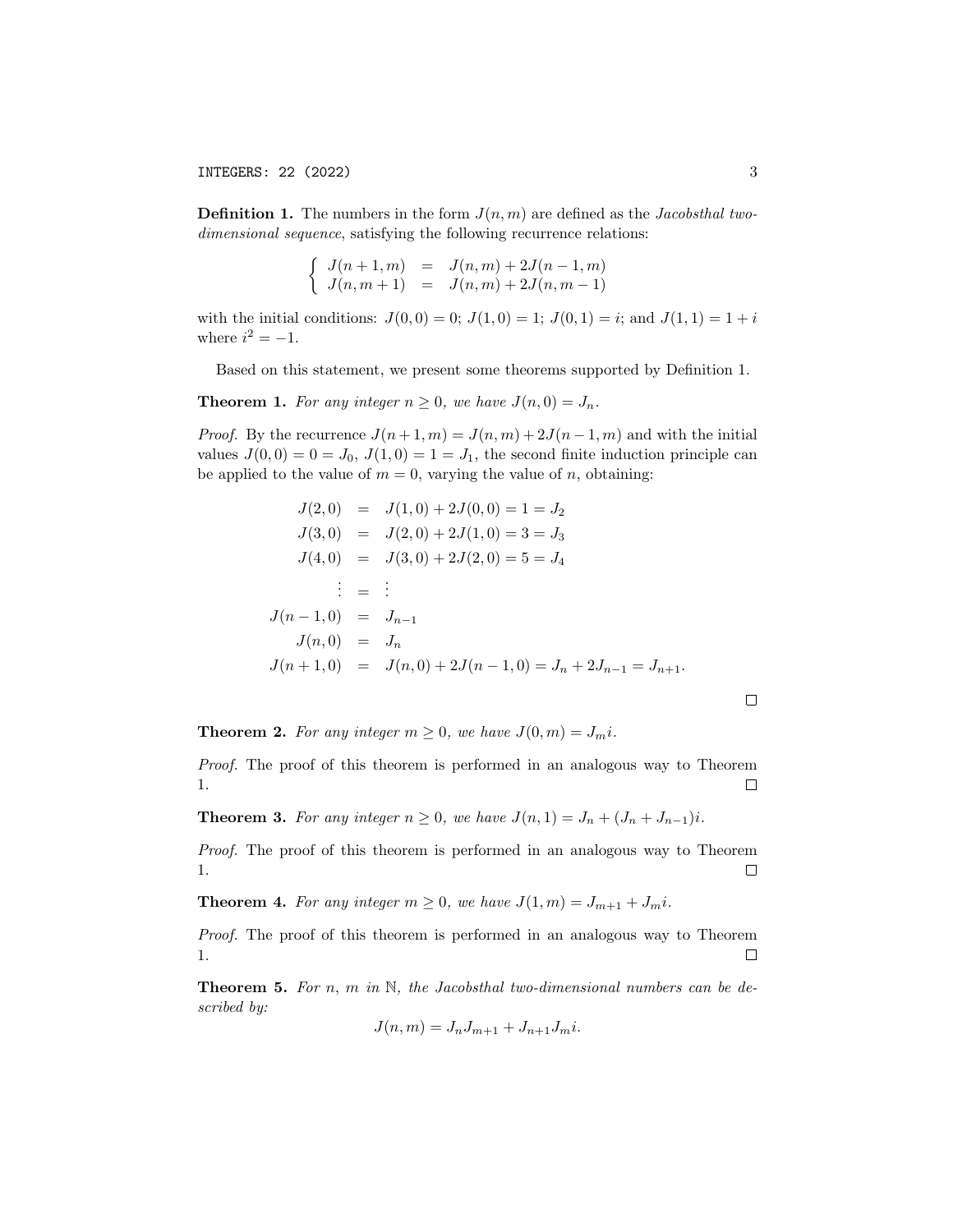**Definition 1.** The numbers in the form $J(n,m)$ are defined as the *Jacobsthal two-dimensional sequence*, satisfying the following recurrence relations:

$$\begin{cases} J(n+1,m) &= J(n,m) + 2J(n-1,m) \\ J(n,m+1) &= J(n,m) + 2J(n,m-1) \end{cases}$$

with the initial conditions: $J(0,0) = 0$; $J(1,0) = 1$; $J(0,1) = i$; and $J(1,1) = 1+i$ where $i^2 = -1$.

Based on this statement, we present some theorems supported by Definition 1.

**Theorem 1.** *For any integer $n \geq 0$, we have $J(n,0) = J_n$.*

*Proof.* By the recurrence $J(n+1,m) = J(n,m) + 2J(n-1,m)$ and with the initial values $J(0,0) = 0 = J_0$, $J(1,0) = 1 = J_1$, the second finite induction principle can be applied to the value of $m = 0$, varying the value of $n$, obtaining:

$$\begin{aligned} J(2,0) &= J(1,0) + 2J(0,0) = 1 = J_2 \\ J(3,0) &= J(2,0) + 2J(1,0) = 3 = J_3 \\ J(4,0) &= J(3,0) + 2J(2,0) = 5 = J_4 \\ \vdots &= \vdots \\ J(n-1,0) &= J_{n-1} \\ J(n,0) &= J_n \\ J(n+1,0) &= J(n,0) + 2J(n-1,0) = J_n + 2J_{n-1} = J_{n+1}. \end{aligned}$$

□

**Theorem 2.** *For any integer $m \geq 0$, we have $J(0,m) = J_m i$.*

*Proof.* The proof of this theorem is performed in an analogous way to Theorem 1. □

**Theorem 3.** *For any integer $n \geq 0$, we have $J(n,1) = J_n + (J_n + J_{n-1})i$.*

*Proof.* The proof of this theorem is performed in an analogous way to Theorem 1. □

**Theorem 4.** *For any integer $m \geq 0$, we have $J(1,m) = J_{m+1} + J_m i$.*

*Proof.* The proof of this theorem is performed in an analogous way to Theorem 1. □

**Theorem 5.** *For $n$, $m$ in $\mathbb{N}$, the Jacobsthal two-dimensional numbers can be described by:*

$$J(n,m) = J_n J_{m+1} + J_{n+1} J_m i.$$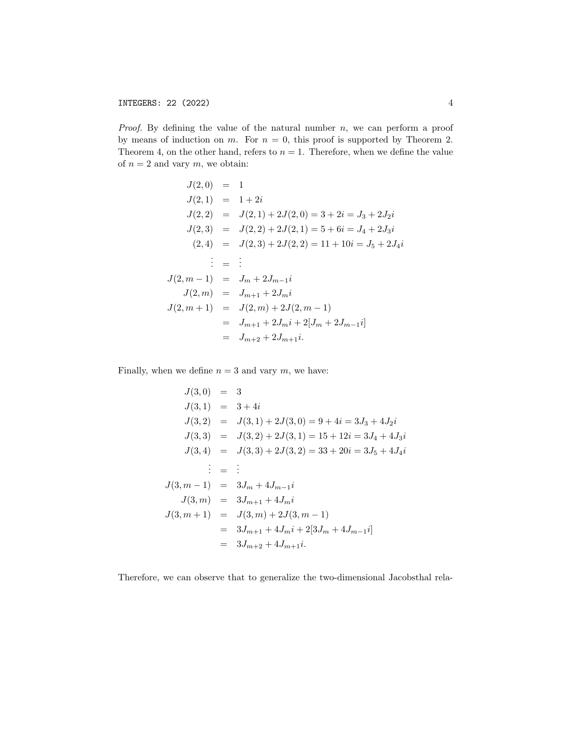*Proof.* By defining the value of the natural number $n$, we can perform a proof by means of induction on $m$. For $n = 0$, this proof is supported by Theorem 2. Theorem 4, on the other hand, refers to $n = 1$. Therefore, when we define the value of $n = 2$ and vary $m$, we obtain:

$$
\begin{aligned}
J(2,0) &= 1 \\
J(2,1) &= 1 + 2i \\
J(2,2) &= J(2,1) + 2J(2,0) = 3 + 2i = J_3 + 2J_2 i \\
J(2,3) &= J(2,2) + 2J(2,1) = 5 + 6i = J_4 + 2J_3 i \\
(2,4) &= J(2,3) + 2J(2,2) = 11 + 10i = J_5 + 2J_4 i \\
\vdots &= \vdots \\
J(2,m-1) &= J_m + 2J_{m-1} i \\
J(2,m) &= J_{m+1} + 2J_m i \\
J(2,m+1) &= J(2,m) + 2J(2,m-1) \\
&= J_{m+1} + 2J_m i + 2[J_m + 2J_{m-1} i] \\
&= J_{m+2} + 2J_{m+1} i.
\end{aligned}
$$

Finally, when we define $n = 3$ and vary $m$, we have:

$$
\begin{aligned}
J(3,0) &= 3 \\
J(3,1) &= 3 + 4i \\
J(3,2) &= J(3,1) + 2J(3,0) = 9 + 4i = 3J_3 + 4J_2 i \\
J(3,3) &= J(3,2) + 2J(3,1) = 15 + 12i = 3J_4 + 4J_3 i \\
J(3,4) &= J(3,3) + 2J(3,2) = 33 + 20i = 3J_5 + 4J_4 i \\
\vdots &= \vdots \\
J(3,m-1) &= 3J_m + 4J_{m-1} i \\
J(3,m) &= 3J_{m+1} + 4J_m i \\
J(3,m+1) &= J(3,m) + 2J(3,m-1) \\
&= 3J_{m+1} + 4J_m i + 2[3J_m + 4J_{m-1} i] \\
&= 3J_{m+2} + 4J_{m+1} i.
\end{aligned}
$$

Therefore, we can observe that to generalize the two-dimensional Jacobsthal rela-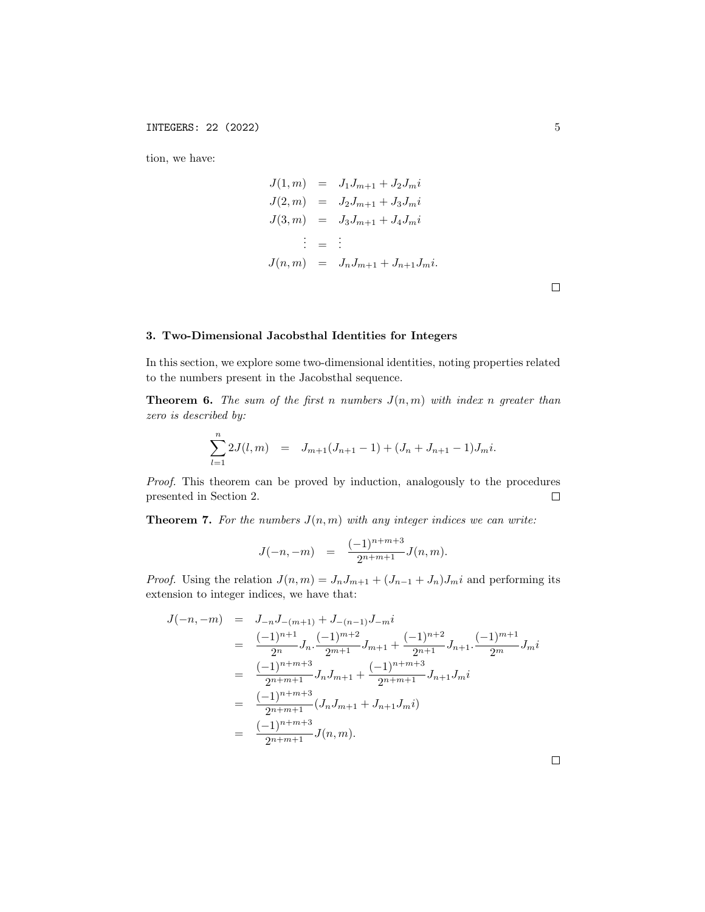tion, we have:

$$
\begin{aligned}
J(1,m) &= J_1 J_{m+1} + J_2 J_m i \\
J(2,m) &= J_2 J_{m+1} + J_3 J_m i \\
J(3,m) &= J_3 J_{m+1} + J_4 J_m i \\
\vdots &= \vdots \\
J(n,m) &= J_n J_{m+1} + J_{n+1} J_m i.
\end{aligned}
$$

□

### 3. Two-Dimensional Jacobsthal Identities for Integers

In this section, we explore some two-dimensional identities, noting properties related to the numbers present in the Jacobsthal sequence.

**Theorem 6.** *The sum of the first n numbers $J(n,m)$ with index n greater than zero is described by:*

$$
\sum_{l=1}^{n} 2J(l,m) = J_{m+1}(J_{n+1}-1) + (J_n + J_{n+1} - 1)J_m i.
$$

*Proof.* This theorem can be proved by induction, analogously to the procedures presented in Section 2. □

**Theorem 7.** *For the numbers $J(n,m)$ with any integer indices we can write:*

$$
J(-n,-m) = \frac{(-1)^{n+m+3}}{2^{n+m+1}} J(n,m).
$$

*Proof.* Using the relation $J(n,m) = J_n J_{m+1} + (J_{n-1} + J_n) J_m i$ and performing its extension to integer indices, we have that:

$$
\begin{aligned}
J(-n,-m) &= J_{-n} J_{-(m+1)} + J_{-(n-1)} J_{-m} i \\
&= \frac{(-1)^{n+1}}{2^n} J_n . \frac{(-1)^{m+2}}{2^{m+1}} J_{m+1} + \frac{(-1)^{n+2}}{2^{n+1}} J_{n+1} . \frac{(-1)^{m+1}}{2^m} J_m i \\
&= \frac{(-1)^{n+m+3}}{2^{n+m+1}} J_n J_{m+1} + \frac{(-1)^{n+m+3}}{2^{n+m+1}} J_{n+1} J_m i \\
&= \frac{(-1)^{n+m+3}}{2^{n+m+1}} (J_n J_{m+1} + J_{n+1} J_m i) \\
&= \frac{(-1)^{n+m+3}}{2^{n+m+1}} J(n,m).
\end{aligned}
$$

□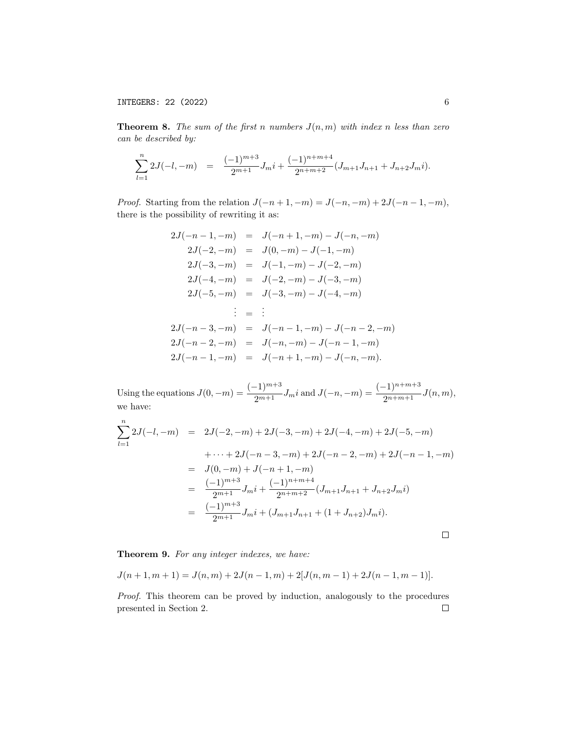**Theorem 8.** *The sum of the first $n$ numbers $J(n,m)$ with index $n$ less than zero can be described by:*

$$\sum_{l=1}^{n} 2J(-l,-m) \quad = \quad \frac{(-1)^{m+3}}{2^{m+1}} J_m i + \frac{(-1)^{n+m+4}}{2^{n+m+2}} (J_{m+1}J_{n+1} + J_{n+2}J_m i).$$

*Proof.* Starting from the relation $J(-n+1,-m) = J(-n,-m) + 2J(-n-1,-m)$, there is the possibility of rewriting it as:

$$\begin{aligned}
2J(-n-1,-m) &= J(-n+1,-m) - J(-n,-m) \\
2J(-2,-m) &= J(0,-m) - J(-1,-m) \\
2J(-3,-m) &= J(-1,-m) - J(-2,-m) \\
2J(-4,-m) &= J(-2,-m) - J(-3,-m) \\
2J(-5,-m) &= J(-3,-m) - J(-4,-m) \\
\vdots &= \vdots \\
2J(-n-3,-m) &= J(-n-1,-m) - J(-n-2,-m) \\
2J(-n-2,-m) &= J(-n,-m) - J(-n-1,-m) \\
2J(-n-1,-m) &= J(-n+1,-m) - J(-n,-m).
\end{aligned}$$

Using the equations $J(0,-m) = \dfrac{(-1)^{m+3}}{2^{m+1}} J_m i$ and $J(-n,-m) = \dfrac{(-1)^{n+m+3}}{2^{n+m+1}} J(n,m)$, we have:

$$\begin{aligned}
\sum_{l=1}^{n} 2J(-l,-m) &= 2J(-2,-m) + 2J(-3,-m) + 2J(-4,-m) + 2J(-5,-m) \\
&\quad + \cdots + 2J(-n-3,-m) + 2J(-n-2,-m) + 2J(-n-1,-m) \\
&= J(0,-m) + J(-n+1,-m) \\
&= \frac{(-1)^{m+3}}{2^{m+1}} J_m i + \frac{(-1)^{n+m+4}}{2^{n+m+2}} (J_{m+1}J_{n+1} + J_{n+2}J_m i) \\
&= \frac{(-1)^{m+3}}{2^{m+1}} J_m i + (J_{m+1}J_{n+1} + (1 + J_{n+2})J_m i).
\end{aligned}$$

□

**Theorem 9.** *For any integer indexes, we have:*

$$J(n+1,m+1) = J(n,m) + 2J(n-1,m) + 2[J(n,m-1) + 2J(n-1,m-1)].$$

*Proof.* This theorem can be proved by induction, analogously to the procedures presented in Section 2. □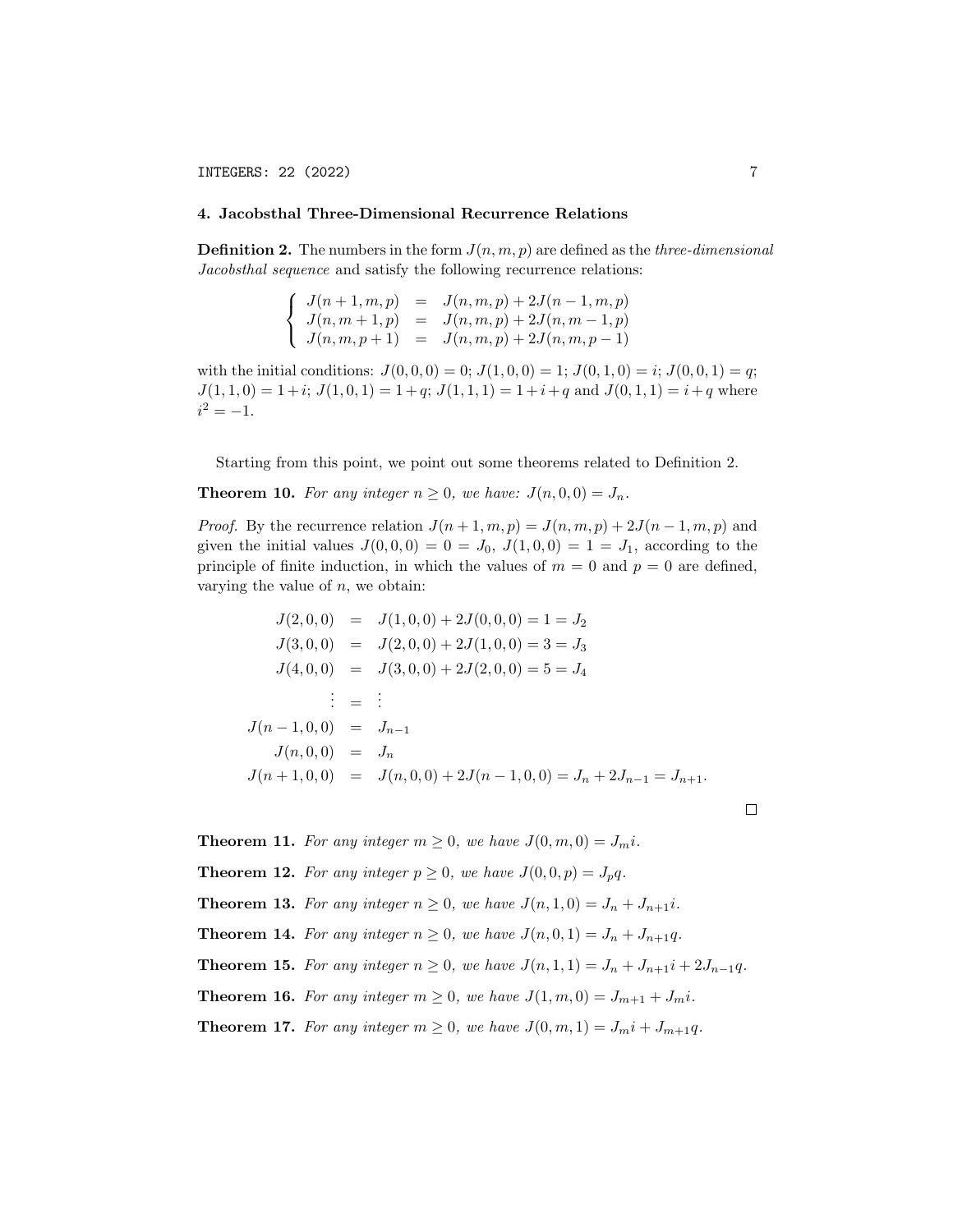### 4. Jacobsthal Three-Dimensional Recurrence Relations

**Definition 2.** The numbers in the form $J(n,m,p)$ are defined as the *three-dimensional Jacobsthal sequence* and satisfy the following recurrence relations:

$$\begin{cases} J(n+1,m,p) &= J(n,m,p) + 2J(n-1,m,p) \\ J(n,m+1,p) &= J(n,m,p) + 2J(n,m-1,p) \\ J(n,m,p+1) &= J(n,m,p) + 2J(n,m,p-1) \end{cases}$$

with the initial conditions: $J(0,0,0) = 0$; $J(1,0,0) = 1$; $J(0,1,0) = i$; $J(0,0,1) = q$; $J(1,1,0) = 1+i$; $J(1,0,1) = 1+q$; $J(1,1,1) = 1+i+q$ and $J(0,1,1) = i+q$ where $i^2 = -1$.

Starting from this point, we point out some theorems related to Definition 2.

**Theorem 10.** *For any integer $n \geq 0$, we have: $J(n,0,0) = J_n$.*

*Proof.* By the recurrence relation $J(n+1,m,p) = J(n,m,p) + 2J(n-1,m,p)$ and given the initial values $J(0,0,0) = 0 = J_0$, $J(1,0,0) = 1 = J_1$, according to the principle of finite induction, in which the values of $m = 0$ and $p = 0$ are defined, varying the value of $n$, we obtain:

$$\begin{aligned} J(2,0,0) &= J(1,0,0) + 2J(0,0,0) = 1 = J_2 \\ J(3,0,0) &= J(2,0,0) + 2J(1,0,0) = 3 = J_3 \\ J(4,0,0) &= J(3,0,0) + 2J(2,0,0) = 5 = J_4 \\ &\vdots \\ J(n-1,0,0) &= J_{n-1} \\ J(n,0,0) &= J_n \\ J(n+1,0,0) &= J(n,0,0) + 2J(n-1,0,0) = J_n + 2J_{n-1} = J_{n+1}. \end{aligned}$$

□

**Theorem 11.** *For any integer $m \geq 0$, we have $J(0,m,0) = J_m i$.*

**Theorem 12.** *For any integer $p \geq 0$, we have $J(0,0,p) = J_p q$.*

**Theorem 13.** *For any integer $n \geq 0$, we have $J(n,1,0) = J_n + J_{n+1} i$.*

**Theorem 14.** *For any integer $n \geq 0$, we have $J(n,0,1) = J_n + J_{n+1} q$.*

**Theorem 15.** *For any integer $n \geq 0$, we have $J(n,1,1) = J_n + J_{n+1} i + 2J_{n-1} q$.*

**Theorem 16.** *For any integer $m \geq 0$, we have $J(1,m,0) = J_{m+1} + J_m i$.*

**Theorem 17.** *For any integer $m \geq 0$, we have $J(0,m,1) = J_m i + J_{m+1} q$.*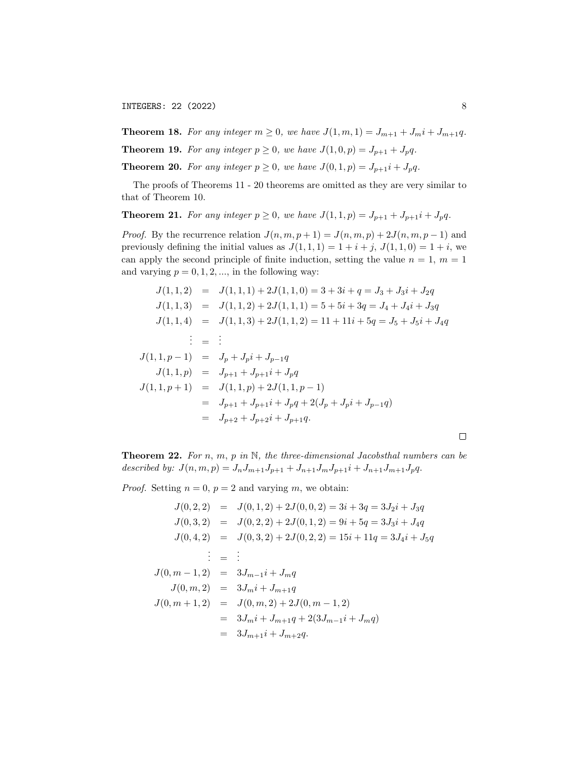**Theorem 18.** *For any integer $m \geq 0$, we have $J(1, m, 1) = J_{m+1} + J_m i + J_{m+1} q$.*

**Theorem 19.** *For any integer $p \geq 0$, we have $J(1, 0, p) = J_{p+1} + J_p q$.*

**Theorem 20.** *For any integer $p \geq 0$, we have $J(0, 1, p) = J_{p+1} i + J_p q$.*

The proofs of Theorems 11 - 20 theorems are omitted as they are very similar to that of Theorem 10.

**Theorem 21.** *For any integer $p \geq 0$, we have $J(1, 1, p) = J_{p+1} + J_{p+1} i + J_p q$.*

*Proof.* By the recurrence relation $J(n, m, p + 1) = J(n, m, p) + 2J(n, m, p - 1)$ and previously defining the initial values as $J(1, 1, 1) = 1 + i + j$, $J(1, 1, 0) = 1 + i$, we can apply the second principle of finite induction, setting the value $n = 1$, $m = 1$ and varying $p = 0, 1, 2, ...$, in the following way:

$$
\begin{aligned}
J(1,1,2) &= J(1,1,1) + 2J(1,1,0) = 3 + 3i + q = J_3 + J_3 i + J_2 q \\
J(1,1,3) &= J(1,1,2) + 2J(1,1,1) = 5 + 5i + 3q = J_4 + J_4 i + J_3 q \\
J(1,1,4) &= J(1,1,3) + 2J(1,1,2) = 11 + 11i + 5q = J_5 + J_5 i + J_4 q \\
\vdots &= \vdots \\
J(1,1,p-1) &= J_p + J_p i + J_{p-1} q \\
J(1,1,p) &= J_{p+1} + J_{p+1} i + J_p q \\
J(1,1,p+1) &= J(1,1,p) + 2J(1,1,p-1) \\
&= J_{p+1} + J_{p+1} i + J_p q + 2(J_p + J_p i + J_{p-1} q) \\
&= J_{p+2} + J_{p+2} i + J_{p+1} q.
\end{aligned}
$$

□

**Theorem 22.** *For $n$, $m$, $p$ in $\mathbb{N}$, the three-dimensional Jacobsthal numbers can be described by: $J(n, m, p) = J_n J_{m+1} J_{p+1} + J_{n+1} J_m J_{p+1} i + J_{n+1} J_{m+1} J_p q$.*

*Proof.* Setting $n = 0$, $p = 2$ and varying $m$, we obtain:

$$
\begin{aligned}
J(0,2,2) &= J(0,1,2) + 2J(0,0,2) = 3i + 3q = 3J_2 i + J_3 q \\
J(0,3,2) &= J(0,2,2) + 2J(0,1,2) = 9i + 5q = 3J_3 i + J_4 q \\
J(0,4,2) &= J(0,3,2) + 2J(0,2,2) = 15i + 11q = 3J_4 i + J_5 q \\
\vdots &= \vdots \\
J(0,m-1,2) &= 3J_{m-1} i + J_m q \\
J(0,m,2) &= 3J_m i + J_{m+1} q \\
J(0,m+1,2) &= J(0,m,2) + 2J(0,m-1,2) \\
&= 3J_m i + J_{m+1} q + 2(3J_{m-1} i + J_m q) \\
&= 3J_{m+1} i + J_{m+2} q.
\end{aligned}
$$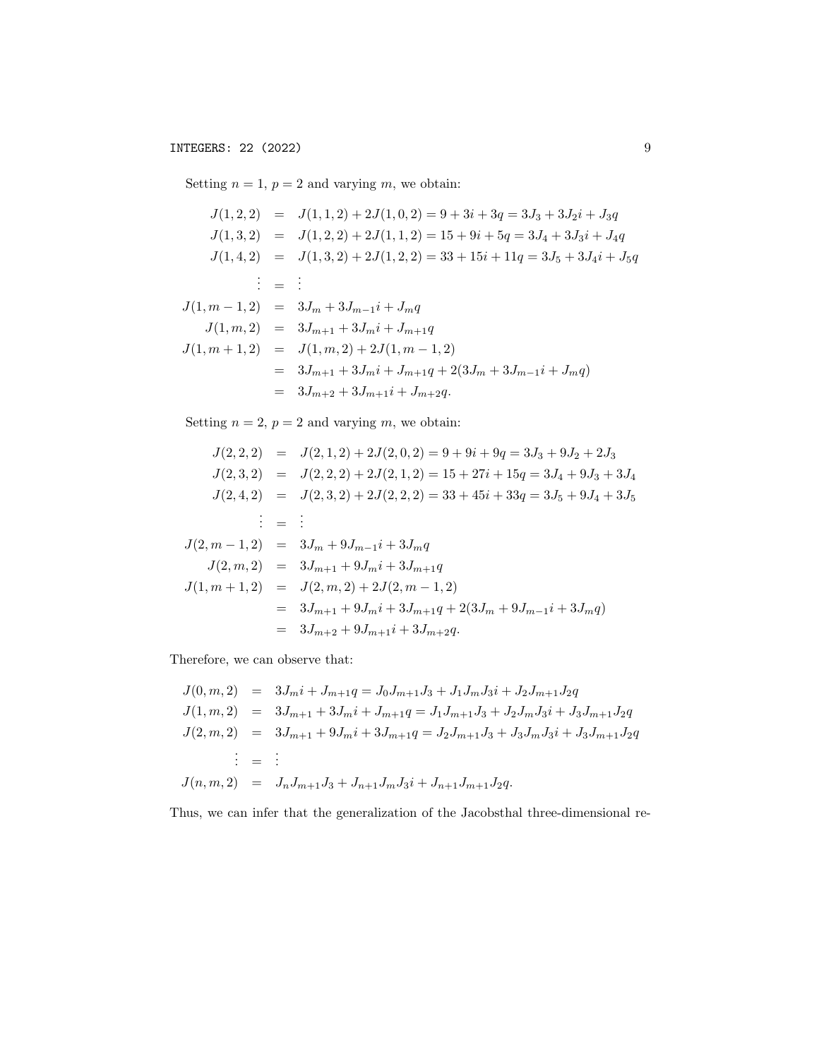Setting $n = 1$, $p = 2$ and varying $m$, we obtain:

$$
\begin{aligned}
J(1,2,2) &= J(1,1,2) + 2J(1,0,2) = 9 + 3i + 3q = 3J_3 + 3J_2 i + J_3 q \\
J(1,3,2) &= J(1,2,2) + 2J(1,1,2) = 15 + 9i + 5q = 3J_4 + 3J_3 i + J_4 q \\
J(1,4,2) &= J(1,3,2) + 2J(1,2,2) = 33 + 15i + 11q = 3J_5 + 3J_4 i + J_5 q \\
&\vdots = \vdots \\
J(1,m-1,2) &= 3J_m + 3J_{m-1} i + J_m q \\
J(1,m,2) &= 3J_{m+1} + 3J_m i + J_{m+1} q \\
J(1,m+1,2) &= J(1,m,2) + 2J(1,m-1,2) \\
&= 3J_{m+1} + 3J_m i + J_{m+1} q + 2(3J_m + 3J_{m-1} i + J_m q) \\
&= 3J_{m+2} + 3J_{m+1} i + J_{m+2} q.
\end{aligned}
$$

Setting $n = 2$, $p = 2$ and varying $m$, we obtain:

$$
\begin{aligned}
J(2,2,2) &= J(2,1,2) + 2J(2,0,2) = 9 + 9i + 9q = 3J_3 + 9J_2 + 2J_3 \\
J(2,3,2) &= J(2,2,2) + 2J(2,1,2) = 15 + 27i + 15q = 3J_4 + 9J_3 + 3J_4 \\
J(2,4,2) &= J(2,3,2) + 2J(2,2,2) = 33 + 45i + 33q = 3J_5 + 9J_4 + 3J_5 \\
&\vdots = \vdots \\
J(2,m-1,2) &= 3J_m + 9J_{m-1} i + 3J_m q \\
J(2,m,2) &= 3J_{m+1} + 9J_m i + 3J_{m+1} q \\
J(1,m+1,2) &= J(2,m,2) + 2J(2,m-1,2) \\
&= 3J_{m+1} + 9J_m i + 3J_{m+1} q + 2(3J_m + 9J_{m-1} i + 3J_m q) \\
&= 3J_{m+2} + 9J_{m+1} i + 3J_{m+2} q.
\end{aligned}
$$

Therefore, we can observe that:

$$
\begin{aligned}
J(0,m,2) &= 3J_m i + J_{m+1} q = J_0 J_{m+1} J_3 + J_1 J_m J_3 i + J_2 J_{m+1} J_2 q \\
J(1,m,2) &= 3J_{m+1} + 3J_m i + J_{m+1} q = J_1 J_{m+1} J_3 + J_2 J_m J_3 i + J_3 J_{m+1} J_2 q \\
J(2,m,2) &= 3J_{m+1} + 9J_m i + 3J_{m+1} q = J_2 J_{m+1} J_3 + J_3 J_m J_3 i + J_3 J_{m+1} J_2 q \\
&\vdots = \vdots \\
J(n,m,2) &= J_n J_{m+1} J_3 + J_{n+1} J_m J_3 i + J_{n+1} J_{m+1} J_2 q.
\end{aligned}
$$

Thus, we can infer that the generalization of the Jacobsthal three-dimensional re-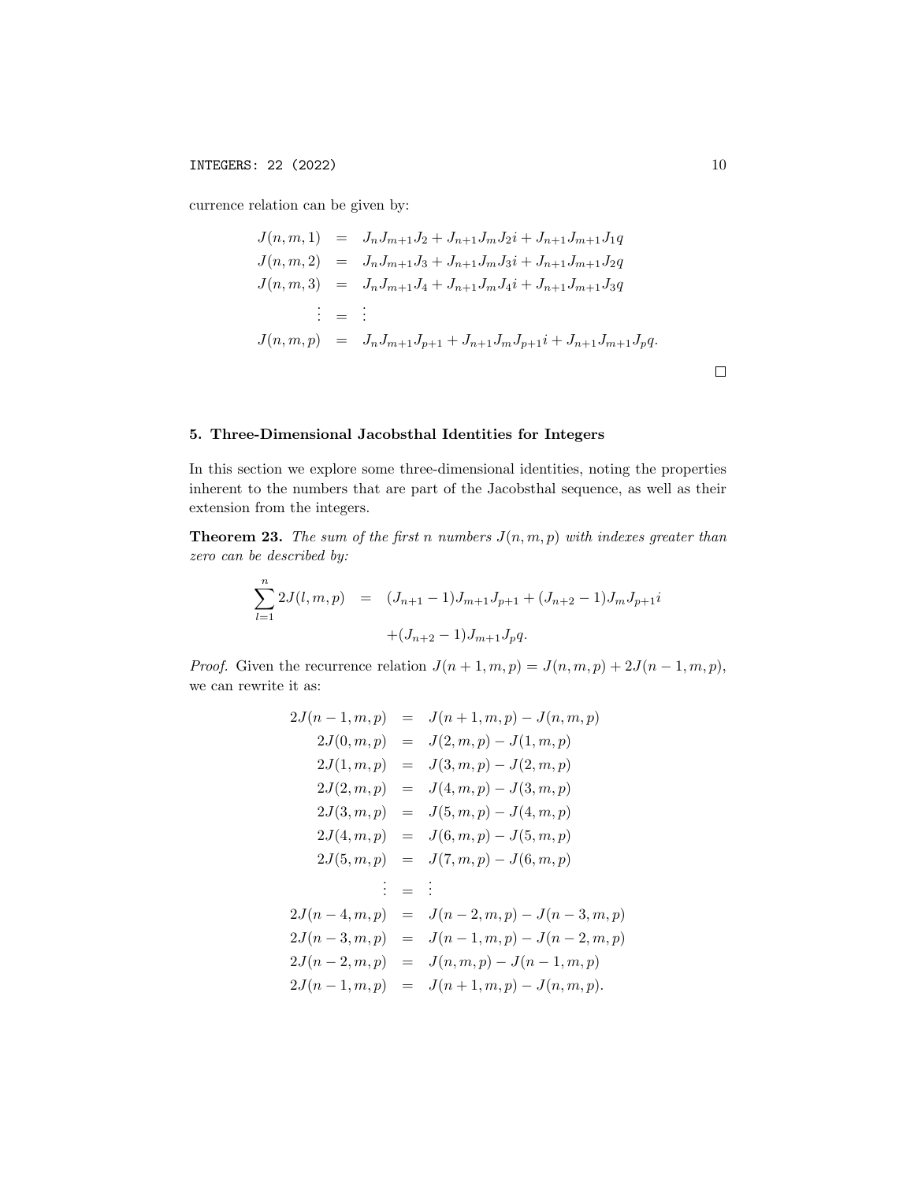currence relation can be given by:

$$
\begin{aligned}
J(n,m,1) &= J_nJ_{m+1}J_2 + J_{n+1}J_mJ_2i + J_{n+1}J_{m+1}J_1q \\
J(n,m,2) &= J_nJ_{m+1}J_3 + J_{n+1}J_mJ_3i + J_{n+1}J_{m+1}J_2q \\
J(n,m,3) &= J_nJ_{m+1}J_4 + J_{n+1}J_mJ_4i + J_{n+1}J_{m+1}J_3q \\
\vdots &= \vdots \\
J(n,m,p) &= J_nJ_{m+1}J_{p+1} + J_{n+1}J_mJ_{p+1}i + J_{n+1}J_{m+1}J_pq.
\end{aligned}
$$

□

## 5. Three-Dimensional Jacobsthal Identities for Integers

In this section we explore some three-dimensional identities, noting the properties inherent to the numbers that are part of the Jacobsthal sequence, as well as their extension from the integers.

**Theorem 23.** *The sum of the first n numbers $J(n,m,p)$ with indexes greater than zero can be described by:*

$$
\begin{aligned}
\sum_{l=1}^{n} 2J(l,m,p) &= (J_{n+1}-1)J_{m+1}J_{p+1} + (J_{n+2}-1)J_mJ_{p+1}i \\
&\quad +(J_{n+2}-1)J_{m+1}J_pq.
\end{aligned}
$$

*Proof.* Given the recurrence relation $J(n+1,m,p) = J(n,m,p) + 2J(n-1,m,p)$, we can rewrite it as:

$$
\begin{aligned}
2J(n-1,m,p) &= J(n+1,m,p) - J(n,m,p) \\
2J(0,m,p) &= J(2,m,p) - J(1,m,p) \\
2J(1,m,p) &= J(3,m,p) - J(2,m,p) \\
2J(2,m,p) &= J(4,m,p) - J(3,m,p) \\
2J(3,m,p) &= J(5,m,p) - J(4,m,p) \\
2J(4,m,p) &= J(6,m,p) - J(5,m,p) \\
2J(5,m,p) &= J(7,m,p) - J(6,m,p) \\
\vdots &= \vdots \\
2J(n-4,m,p) &= J(n-2,m,p) - J(n-3,m,p) \\
2J(n-3,m,p) &= J(n-1,m,p) - J(n-2,m,p) \\
2J(n-2,m,p) &= J(n,m,p) - J(n-1,m,p) \\
2J(n-1,m,p) &= J(n+1,m,p) - J(n,m,p).
\end{aligned}
$$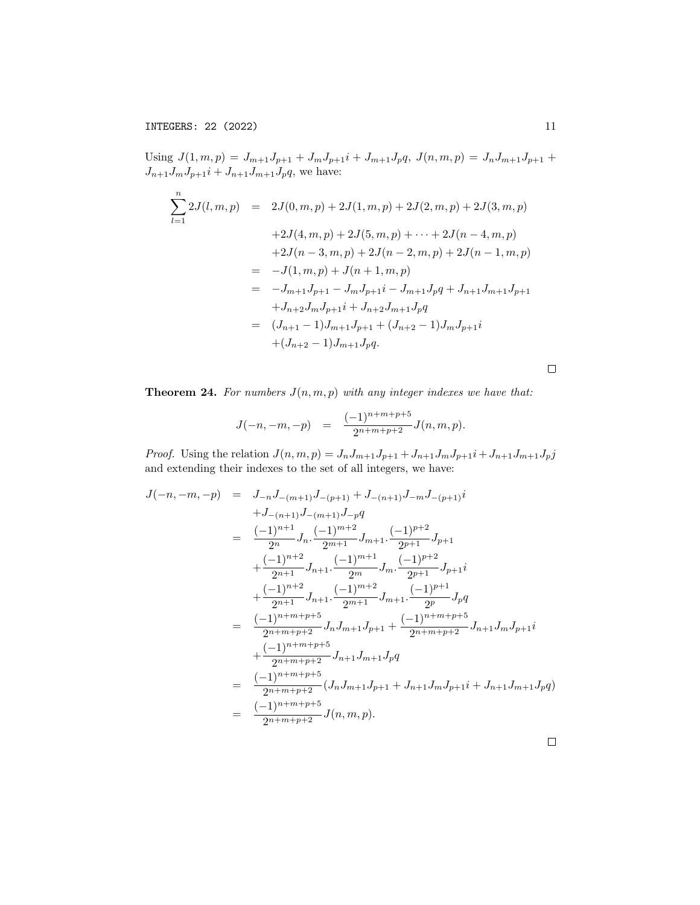Using $J(1,m,p) = J_{m+1}J_{p+1} + J_m J_{p+1}i + J_{m+1}J_p q$, $J(n,m,p) = J_n J_{m+1}J_{p+1} + J_{n+1}J_m J_{p+1}i + J_{n+1}J_{m+1}J_p q$, we have:

$$
\begin{aligned}
\sum_{l=1}^{n} 2J(l,m,p) &= 2J(0,m,p) + 2J(1,m,p) + 2J(2,m,p) + 2J(3,m,p) \\
&\quad + 2J(4,m,p) + 2J(5,m,p) + \cdots + 2J(n-4,m,p) \\
&\quad + 2J(n-3,m,p) + 2J(n-2,m,p) + 2J(n-1,m,p) \\
&= -J(1,m,p) + J(n+1,m,p) \\
&= -J_{m+1}J_{p+1} - J_m J_{p+1}i - J_{m+1}J_p q + J_{n+1}J_{m+1}J_{p+1} \\
&\quad + J_{n+2}J_m J_{p+1}i + J_{n+2}J_{m+1}J_p q \\
&= (J_{n+1}-1)J_{m+1}J_{p+1} + (J_{n+2}-1)J_m J_{p+1}i \\
&\quad + (J_{n+2}-1)J_{m+1}J_p q.
\end{aligned}
$$

□

**Theorem 24.** *For numbers $J(n,m,p)$ with any integer indexes we have that:*

$$
J(-n,-m,-p) = \frac{(-1)^{n+m+p+5}}{2^{n+m+p+2}} J(n,m,p).
$$

*Proof.* Using the relation $J(n,m,p) = J_n J_{m+1}J_{p+1} + J_{n+1}J_m J_{p+1}i + J_{n+1}J_{m+1}J_p j$ and extending their indexes to the set of all integers, we have:

$$
\begin{aligned}
J(-n,-m,-p) &= J_{-n}J_{-(m+1)}J_{-(p+1)} + J_{-(n+1)}J_{-m}J_{-(p+1)}i \\
&\quad + J_{-(n+1)}J_{-(m+1)}J_{-p}q \\
&= \frac{(-1)^{n+1}}{2^n}J_n.\frac{(-1)^{m+2}}{2^{m+1}}J_{m+1}.\frac{(-1)^{p+2}}{2^{p+1}}J_{p+1} \\
&\quad + \frac{(-1)^{n+2}}{2^{n+1}}J_{n+1}.\frac{(-1)^{m+1}}{2^m}J_m.\frac{(-1)^{p+2}}{2^{p+1}}J_{p+1}i \\
&\quad + \frac{(-1)^{n+2}}{2^{n+1}}J_{n+1}.\frac{(-1)^{m+2}}{2^{m+1}}J_{m+1}.\frac{(-1)^{p+1}}{2^p}J_p q \\
&= \frac{(-1)^{n+m+p+5}}{2^{n+m+p+2}}J_n J_{m+1}J_{p+1} + \frac{(-1)^{n+m+p+5}}{2^{n+m+p+2}}J_{n+1}J_m J_{p+1}i \\
&\quad + \frac{(-1)^{n+m+p+5}}{2^{n+m+p+2}}J_{n+1}J_{m+1}J_p q \\
&= \frac{(-1)^{n+m+p+5}}{2^{n+m+p+2}}(J_n J_{m+1}J_{p+1} + J_{n+1}J_m J_{p+1}i + J_{n+1}J_{m+1}J_p q) \\
&= \frac{(-1)^{n+m+p+5}}{2^{n+m+p+2}}J(n,m,p).
\end{aligned}
$$

□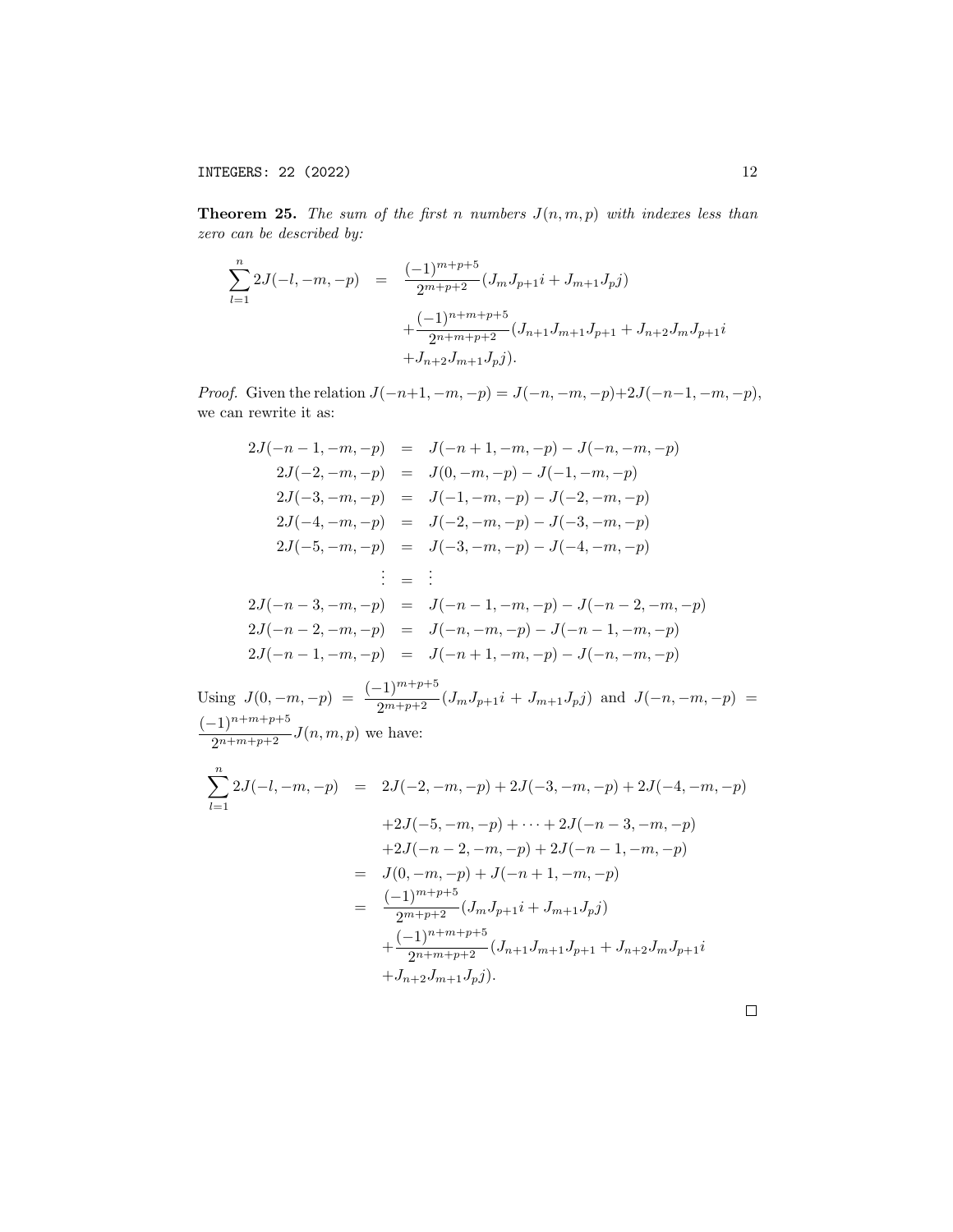**Theorem 25.** *The sum of the first $n$ numbers $J(n, m, p)$ with indexes less than zero can be described by:*

$$
\begin{aligned}
\sum_{l=1}^{n} 2J(-l,-m,-p) &= \frac{(-1)^{m+p+5}}{2^{m+p+2}}(J_m J_{p+1} i + J_{m+1} J_p j) \\
&\quad + \frac{(-1)^{n+m+p+5}}{2^{n+m+p+2}}(J_{n+1} J_{m+1} J_{p+1} + J_{n+2} J_m J_{p+1} i \\
&\quad + J_{n+2} J_{m+1} J_p j).
\end{aligned}
$$

*Proof.* Given the relation $J(-n+1,-m,-p) = J(-n,-m,-p) + 2J(-n-1,-m,-p)$, we can rewrite it as:

$$
\begin{aligned}
2J(-n-1,-m,-p) &= J(-n+1,-m,-p) - J(-n,-m,-p) \\
2J(-2,-m,-p) &= J(0,-m,-p) - J(-1,-m,-p) \\
2J(-3,-m,-p) &= J(-1,-m,-p) - J(-2,-m,-p) \\
2J(-4,-m,-p) &= J(-2,-m,-p) - J(-3,-m,-p) \\
2J(-5,-m,-p) &= J(-3,-m,-p) - J(-4,-m,-p) \\
\vdots &= \vdots \\
2J(-n-3,-m,-p) &= J(-n-1,-m,-p) - J(-n-2,-m,-p) \\
2J(-n-2,-m,-p) &= J(-n,-m,-p) - J(-n-1,-m,-p) \\
2J(-n-1,-m,-p) &= J(-n+1,-m,-p) - J(-n,-m,-p)
\end{aligned}
$$

Using $J(0,-m,-p) = \dfrac{(-1)^{m+p+5}}{2^{m+p+2}}(J_m J_{p+1} i + J_{m+1} J_p j)$ and $J(-n,-m,-p) = \dfrac{(-1)^{n+m+p+5}}{2^{n+m+p+2}} J(n,m,p)$ we have:

$$
\begin{aligned}
\sum_{l=1}^{n} 2J(-l,-m,-p) &= 2J(-2,-m,-p) + 2J(-3,-m,-p) + 2J(-4,-m,-p) \\
&\quad + 2J(-5,-m,-p) + \cdots + 2J(-n-3,-m,-p) \\
&\quad + 2J(-n-2,-m,-p) + 2J(-n-1,-m,-p) \\
&= J(0,-m,-p) + J(-n+1,-m,-p) \\
&= \frac{(-1)^{m+p+5}}{2^{m+p+2}}(J_m J_{p+1} i + J_{m+1} J_p j) \\
&\quad + \frac{(-1)^{n+m+p+5}}{2^{n+m+p+2}}(J_{n+1} J_{m+1} J_{p+1} + J_{n+2} J_m J_{p+1} i \\
&\quad + J_{n+2} J_{m+1} J_p j).
\end{aligned}
$$

$\square$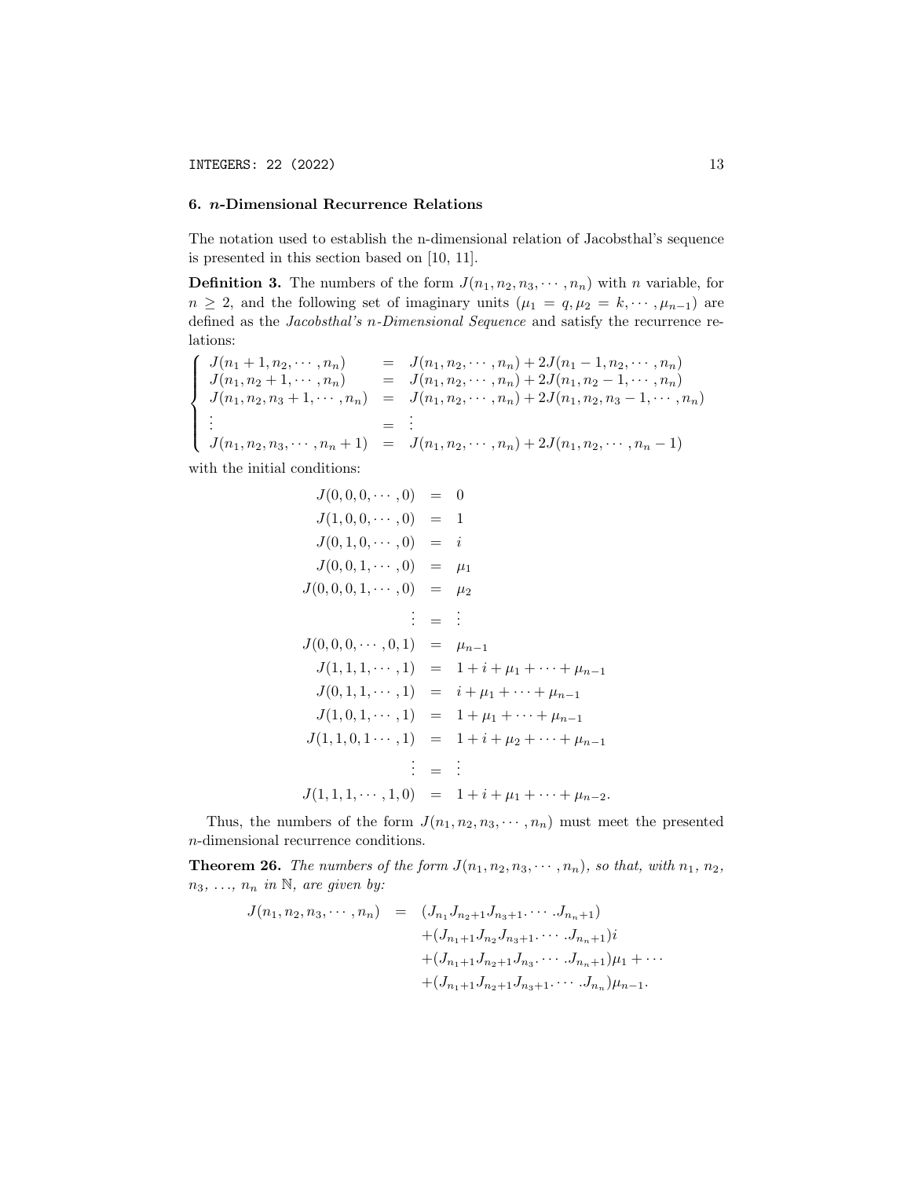## 6. $n$-Dimensional Recurrence Relations

The notation used to establish the n-dimensional relation of Jacobsthal's sequence is presented in this section based on [10, 11].

**Definition 3.** The numbers of the form $J(n_1, n_2, n_3, \cdots, n_n)$ with $n$ variable, for $n \geq 2$, and the following set of imaginary units ($\mu_1 = q, \mu_2 = k, \cdots, \mu_{n-1}$) are defined as the *Jacobsthal's n-Dimensional Sequence* and satisfy the recurrence relations:

$$\begin{cases} J(n_1+1, n_2, \cdots, n_n) &= J(n_1, n_2, \cdots, n_n) + 2J(n_1-1, n_2, \cdots, n_n) \\ J(n_1, n_2+1, \cdots, n_n) &= J(n_1, n_2, \cdots, n_n) + 2J(n_1, n_2-1, \cdots, n_n) \\ J(n_1, n_2, n_3+1, \cdots, n_n) &= J(n_1, n_2, \cdots, n_n) + 2J(n_1, n_2, n_3-1, \cdots, n_n) \\ \vdots &= \vdots \\ J(n_1, n_2, n_3, \cdots, n_n+1) &= J(n_1, n_2, \cdots, n_n) + 2J(n_1, n_2, \cdots, n_n-1) \end{cases}$$

with the initial conditions:

$$\begin{aligned} J(0,0,0,\cdots,0) &= 0 \\ J(1,0,0,\cdots,0) &= 1 \\ J(0,1,0,\cdots,0) &= i \\ J(0,0,1,\cdots,0) &= \mu_1 \\ J(0,0,0,1,\cdots,0) &= \mu_2 \\ \vdots &= \vdots \\ J(0,0,0,\cdots,0,1) &= \mu_{n-1} \\ J(1,1,1,\cdots,1) &= 1 + i + \mu_1 + \cdots + \mu_{n-1} \\ J(0,1,1,\cdots,1) &= i + \mu_1 + \cdots + \mu_{n-1} \\ J(1,0,1,\cdots,1) &= 1 + \mu_1 + \cdots + \mu_{n-1} \\ J(1,1,0,1\cdots,1) &= 1 + i + \mu_2 + \cdots + \mu_{n-1} \\ \vdots &= \vdots \\ J(1,1,1,\cdots,1,0) &= 1 + i + \mu_1 + \cdots + \mu_{n-2}. \end{aligned}$$

Thus, the numbers of the form $J(n_1, n_2, n_3, \cdots, n_n)$ must meet the presented $n$-dimensional recurrence conditions.

**Theorem 26.** *The numbers of the form $J(n_1, n_2, n_3, \cdots, n_n)$, so that, with $n_1$, $n_2$, $n_3$, ..., $n_n$ in $\mathbb{N}$, are given by:*

$$\begin{aligned} J(n_1, n_2, n_3, \cdots, n_n) &= (J_{n_1} J_{n_2+1} J_{n_3+1} . \cdots . J_{n_n+1}) \\ &\quad + (J_{n_1+1} J_{n_2} J_{n_3+1} . \cdots . J_{n_n+1}) i \\ &\quad + (J_{n_1+1} J_{n_2+1} J_{n_3} . \cdots . J_{n_n+1}) \mu_1 + \cdots \\ &\quad + (J_{n_1+1} J_{n_2+1} J_{n_3+1} . \cdots . J_{n_n}) \mu_{n-1}. \end{aligned}$$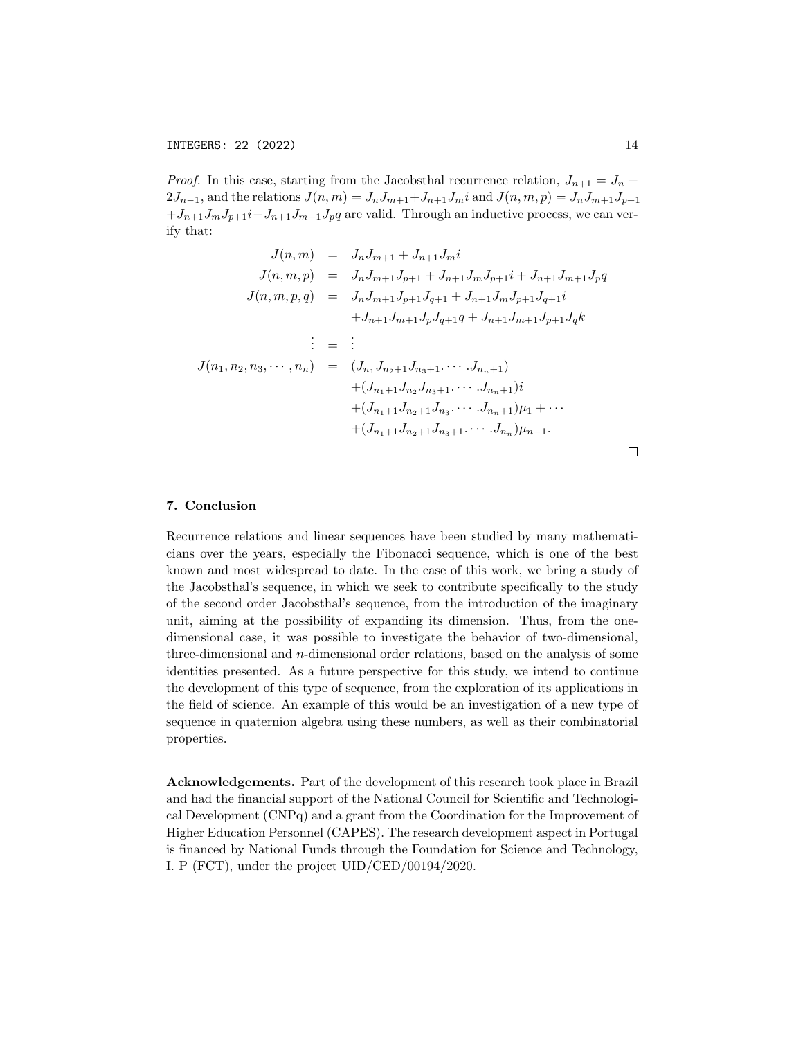*Proof.* In this case, starting from the Jacobsthal recurrence relation, $J_{n+1} = J_n + 2J_{n-1}$, and the relations $J(n,m) = J_nJ_{m+1} + J_{n+1}J_mi$ and $J(n,m,p) = J_nJ_{m+1}J_{p+1} + J_{n+1}J_mJ_{p+1}i + J_{n+1}J_{m+1}J_pq$ are valid. Through an inductive process, we can verify that:

$$
\begin{aligned}
J(n,m) &= J_nJ_{m+1} + J_{n+1}J_mi \\
J(n,m,p) &= J_nJ_{m+1}J_{p+1} + J_{n+1}J_mJ_{p+1}i + J_{n+1}J_{m+1}J_pq \\
J(n,m,p,q) &= J_nJ_{m+1}J_{p+1}J_{q+1} + J_{n+1}J_mJ_{p+1}J_{q+1}i \\
&\quad + J_{n+1}J_{m+1}J_pJ_{q+1}q + J_{n+1}J_{m+1}J_{p+1}J_qk \\
\vdots &= \vdots \\
J(n_1,n_2,n_3,\cdots,n_n) &= (J_{n_1}J_{n_2+1}J_{n_3+1}.\cdots.J_{n_n+1}) \\
&\quad + (J_{n_1+1}J_{n_2}J_{n_3+1}.\cdots.J_{n_n+1})i \\
&\quad + (J_{n_1+1}J_{n_2+1}J_{n_3}.\cdots.J_{n_n+1})\mu_1 + \cdots \\
&\quad + (J_{n_1+1}J_{n_2+1}J_{n_3+1}.\cdots.J_{n_n})\mu_{n-1}.
\end{aligned}
$$

□

## 7. Conclusion

Recurrence relations and linear sequences have been studied by many mathematicians over the years, especially the Fibonacci sequence, which is one of the best known and most widespread to date. In the case of this work, we bring a study of the Jacobsthal's sequence, in which we seek to contribute specifically to the study of the second order Jacobsthal's sequence, from the introduction of the imaginary unit, aiming at the possibility of expanding its dimension. Thus, from the one-dimensional case, it was possible to investigate the behavior of two-dimensional, three-dimensional and $n$-dimensional order relations, based on the analysis of some identities presented. As a future perspective for this study, we intend to continue the development of this type of sequence, from the exploration of its applications in the field of science. An example of this would be an investigation of a new type of sequence in quaternion algebra using these numbers, as well as their combinatorial properties.

**Acknowledgements.** Part of the development of this research took place in Brazil and had the financial support of the National Council for Scientific and Technological Development (CNPq) and a grant from the Coordination for the Improvement of Higher Education Personnel (CAPES). The research development aspect in Portugal is financed by National Funds through the Foundation for Science and Technology, I. P (FCT), under the project UID/CED/00194/2020.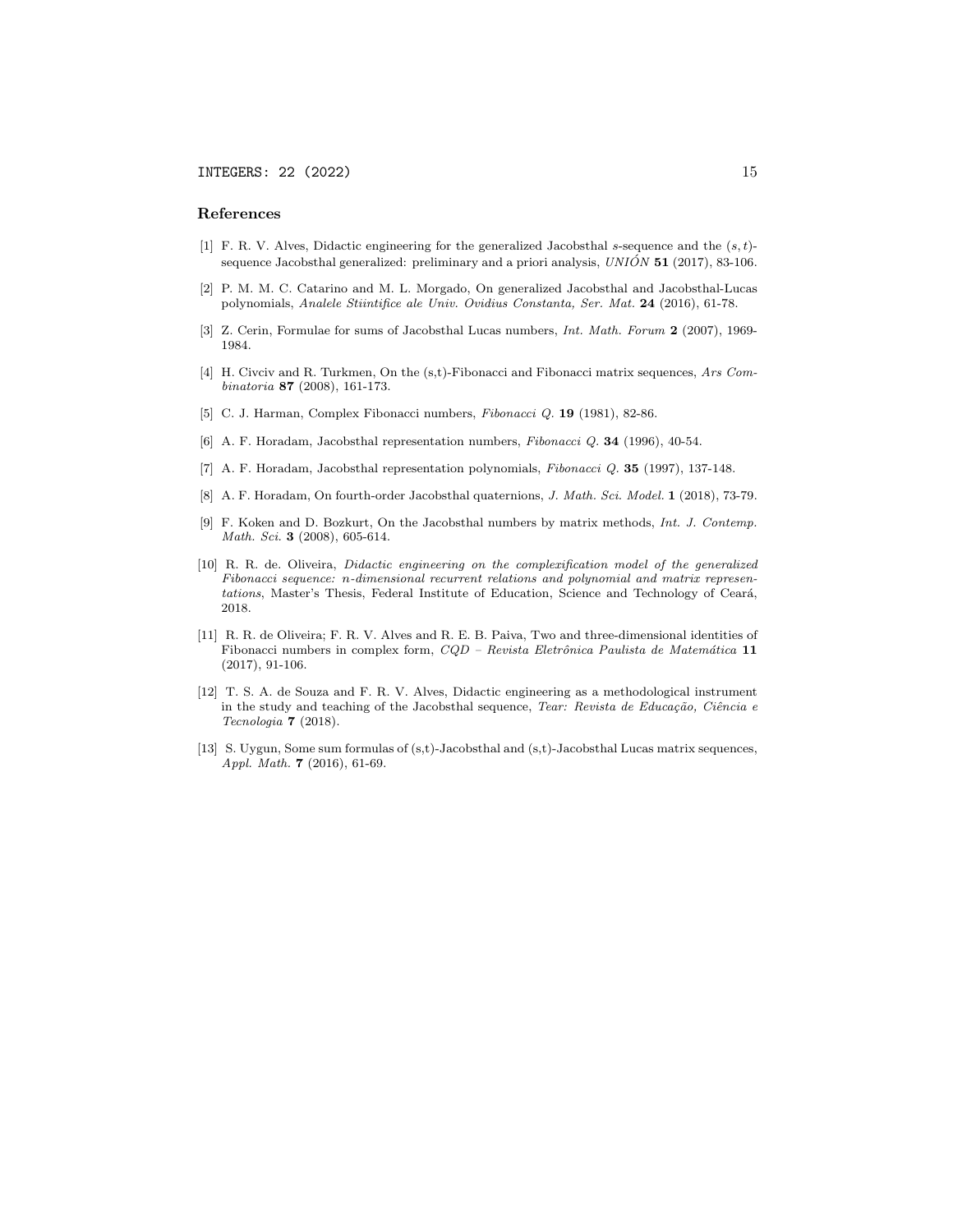## References

[1] F. R. V. Alves, Didactic engineering for the generalized Jacobsthal $s$-sequence and the $(s, t)$-sequence Jacobsthal generalized: preliminary and a priori analysis, *UNIÓN* **51** (2017), 83-106.

[2] P. M. M. C. Catarino and M. L. Morgado, On generalized Jacobsthal and Jacobsthal-Lucas polynomials, *Analele Stiintifice ale Univ. Ovidius Constanta, Ser. Mat.* **24** (2016), 61-78.

[3] Z. Cerin, Formulae for sums of Jacobsthal Lucas numbers, *Int. Math. Forum* **2** (2007), 1969-1984.

[4] H. Civciv and R. Turkmen, On the (s,t)-Fibonacci and Fibonacci matrix sequences, *Ars Combinatoria* **87** (2008), 161-173.

[5] C. J. Harman, Complex Fibonacci numbers, *Fibonacci Q.* **19** (1981), 82-86.

[6] A. F. Horadam, Jacobsthal representation numbers, *Fibonacci Q.* **34** (1996), 40-54.

[7] A. F. Horadam, Jacobsthal representation polynomials, *Fibonacci Q.* **35** (1997), 137-148.

[8] A. F. Horadam, On fourth-order Jacobsthal quaternions, *J. Math. Sci. Model.* **1** (2018), 73-79.

[9] F. Koken and D. Bozkurt, On the Jacobsthal numbers by matrix methods, *Int. J. Contemp. Math. Sci.* **3** (2008), 605-614.

[10] R. R. de. Oliveira, *Didactic engineering on the complexification model of the generalized Fibonacci sequence: n-dimensional recurrent relations and polynomial and matrix representations*, Master's Thesis, Federal Institute of Education, Science and Technology of Ceará, 2018.

[11] R. R. de Oliveira; F. R. V. Alves and R. E. B. Paiva, Two and three-dimensional identities of Fibonacci numbers in complex form, *CQD – Revista Eletrônica Paulista de Matemática* **11** (2017), 91-106.

[12] T. S. A. de Souza and F. R. V. Alves, Didactic engineering as a methodological instrument in the study and teaching of the Jacobsthal sequence, *Tear: Revista de Educação, Ciência e Tecnologia* **7** (2018).

[13] S. Uygun, Some sum formulas of (s,t)-Jacobsthal and (s,t)-Jacobsthal Lucas matrix sequences, *Appl. Math.* **7** (2016), 61-69.